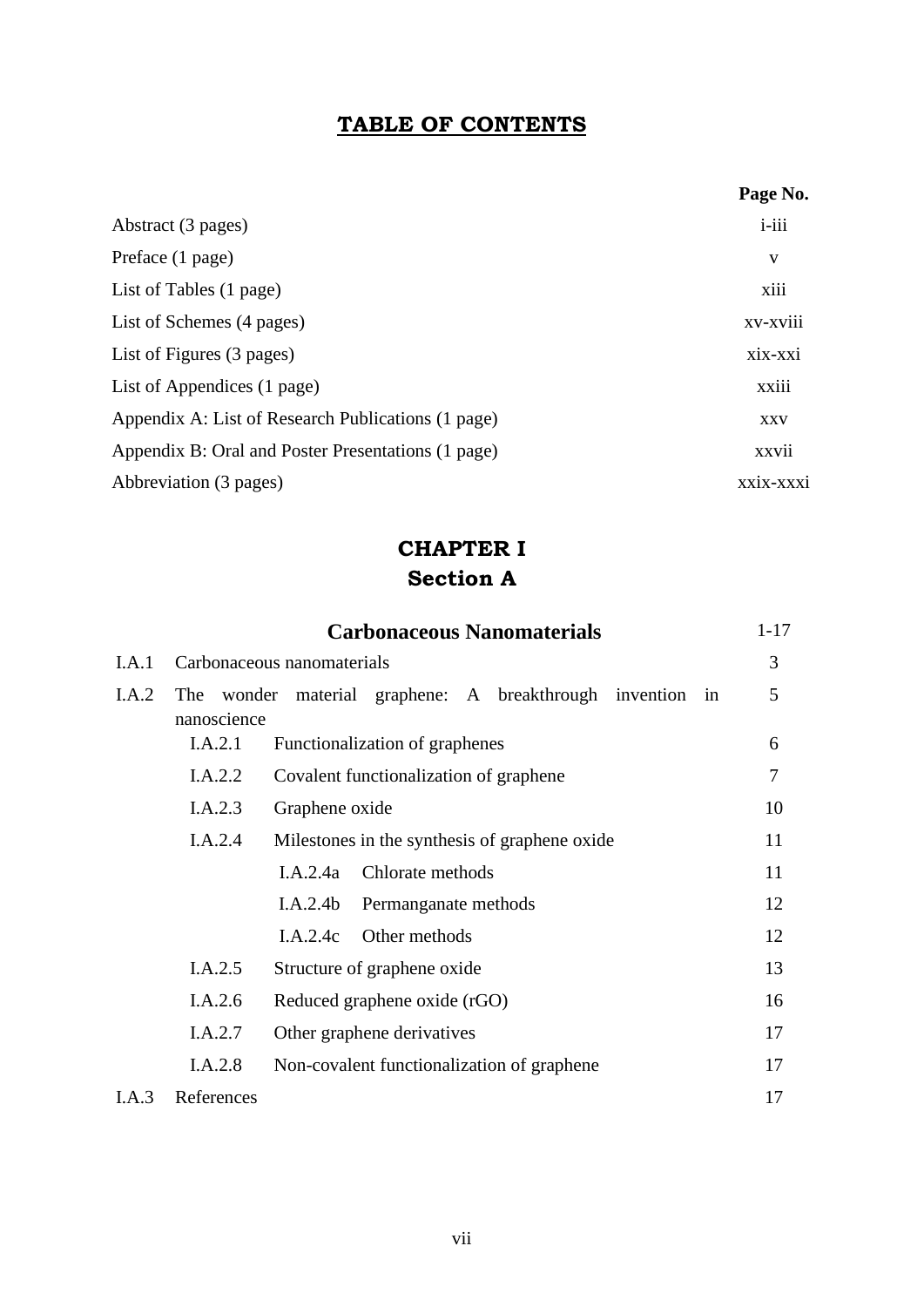# TABLE OF CONTENTS

| | Page No. |
|---|---|
| Abstract (3 pages) | i-iii |
| Preface (1 page) | v |
| List of Tables (1 page) | xiii |
| List of Schemes (4 pages) | xv-xviii |
| List of Figures (3 pages) | xix-xxi |
| List of Appendices (1 page) | xxiii |
| Appendix A: List of Research Publications (1 page) | xxv |
| Appendix B: Oral and Poster Presentations (1 page) | xxvii |
| Abbreviation (3 pages) | xxix-xxxi |

## CHAPTER I
## Section A

| | | | Page No. |
|---|---|---|---|
| | **Carbonaceous Nanomaterials** | | 1-17 |
| I.A.1 | Carbonaceous nanomaterials | | 3 |
| I.A.2 | The wonder material graphene: A breakthrough invention in nanoscience | | 5 |
| | I.A.2.1 | Functionalization of graphenes | 6 |
| | I.A.2.2 | Covalent functionalization of graphene | 7 |
| | I.A.2.3 | Graphene oxide | 10 |
| | I.A.2.4 | Milestones in the synthesis of graphene oxide | 11 |
| | | I.A.2.4a Chlorate methods | 11 |
| | | I.A.2.4b Permanganate methods | 12 |
| | | I.A.2.4c Other methods | 12 |
| | I.A.2.5 | Structure of graphene oxide | 13 |
| | I.A.2.6 | Reduced graphene oxide (rGO) | 16 |
| | I.A.2.7 | Other graphene derivatives | 17 |
| | I.A.2.8 | Non-covalent functionalization of graphene | 17 |
| I.A.3 | References | | 17 |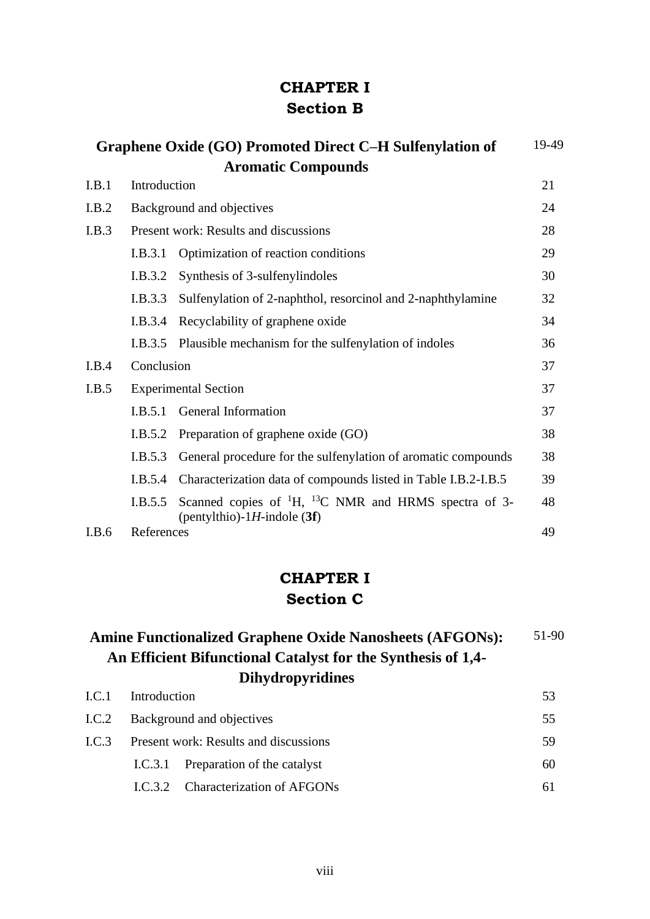# CHAPTER I
## Section B

| | **Graphene Oxide (GO) Promoted Direct C–H Sulfenylation of Aromatic Compounds** | 19-49 |
|---|---|---|
| I.B.1 | Introduction | 21 |
| I.B.2 | Background and objectives | 24 |
| I.B.3 | Present work: Results and discussions | 28 |
| | I.B.3.1 Optimization of reaction conditions | 29 |
| | I.B.3.2 Synthesis of 3-sulfenylindoles | 30 |
| | I.B.3.3 Sulfenylation of 2-naphthol, resorcinol and 2-naphthylamine | 32 |
| | I.B.3.4 Recyclability of graphene oxide | 34 |
| | I.B.3.5 Plausible mechanism for the sulfenylation of indoles | 36 |
| I.B.4 | Conclusion | 37 |
| I.B.5 | Experimental Section | 37 |
| | I.B.5.1 General Information | 37 |
| | I.B.5.2 Preparation of graphene oxide (GO) | 38 |
| | I.B.5.3 General procedure for the sulfenylation of aromatic compounds | 38 |
| | I.B.5.4 Characterization data of compounds listed in Table I.B.2-I.B.5 | 39 |
| | I.B.5.5 Scanned copies of $^{1}H$, $^{13}C$ NMR and HRMS spectra of 3-(pentylthio)-1*H*-indole (**3f**) | 48 |
| I.B.6 | References | 49 |

# CHAPTER I
## Section C

| | **Amine Functionalized Graphene Oxide Nanosheets (AFGONs): An Efficient Bifunctional Catalyst for the Synthesis of 1,4-Dihydropyridines** | 51-90 |
|---|---|---|
| I.C.1 | Introduction | 53 |
| I.C.2 | Background and objectives | 55 |
| I.C.3 | Present work: Results and discussions | 59 |
| | I.C.3.1 Preparation of the catalyst | 60 |
| | I.C.3.2 Characterization of AFGONs | 61 |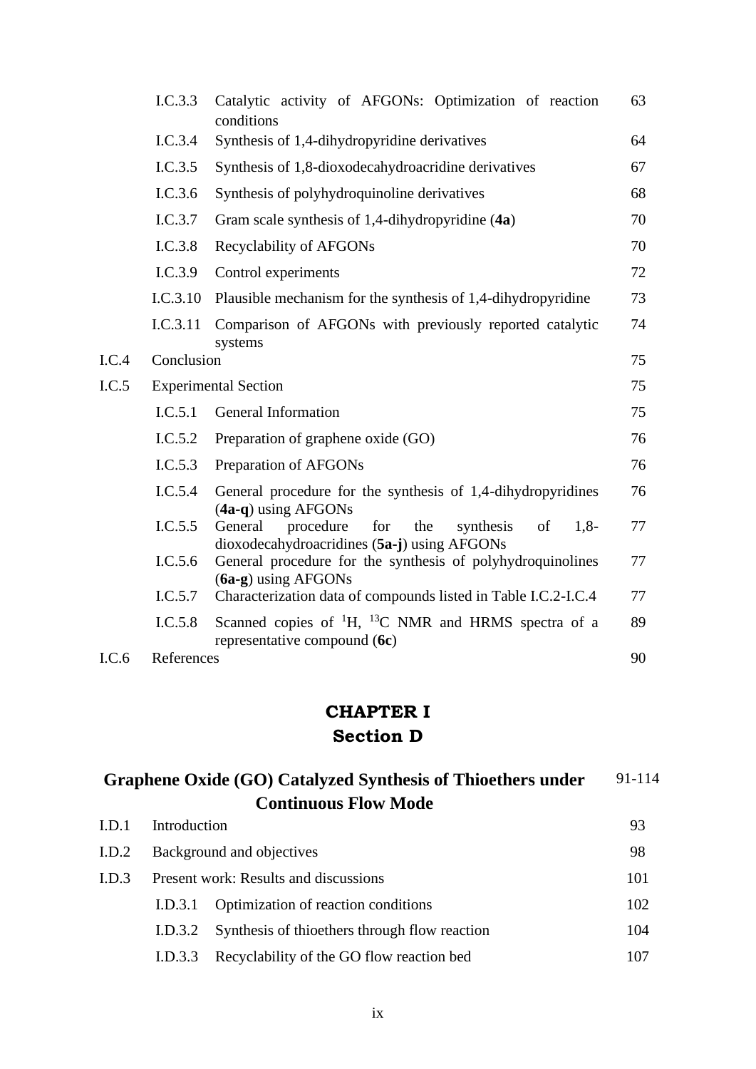| | | | |
|---|---|---|---|
| | I.C.3.3 | Catalytic activity of AFGONs: Optimization of reaction conditions | 63 |
| | I.C.3.4 | Synthesis of 1,4-dihydropyridine derivatives | 64 |
| | I.C.3.5 | Synthesis of 1,8-dioxodecahydroacridine derivatives | 67 |
| | I.C.3.6 | Synthesis of polyhydroquinoline derivatives | 68 |
| | I.C.3.7 | Gram scale synthesis of 1,4-dihydropyridine (**4a**) | 70 |
| | I.C.3.8 | Recyclability of AFGONs | 70 |
| | I.C.3.9 | Control experiments | 72 |
| | I.C.3.10 | Plausible mechanism for the synthesis of 1,4-dihydropyridine | 73 |
| | I.C.3.11 | Comparison of AFGONs with previously reported catalytic systems | 74 |
| I.C.4 | Conclusion | | 75 |
| I.C.5 | Experimental Section | | 75 |
| | I.C.5.1 | General Information | 75 |
| | I.C.5.2 | Preparation of graphene oxide (GO) | 76 |
| | I.C.5.3 | Preparation of AFGONs | 76 |
| | I.C.5.4 | General procedure for the synthesis of 1,4-dihydropyridines (**4a-q**) using AFGONs | 76 |
| | I.C.5.5 | General procedure for the synthesis of 1,8-dioxodecahydroacridines (**5a-j**) using AFGONs | 77 |
| | I.C.5.6 | General procedure for the synthesis of polyhydroquinolines (**6a-g**) using AFGONs | 77 |
| | I.C.5.7 | Characterization data of compounds listed in Table I.C.2-I.C.4 | 77 |
| | I.C.5.8 | Scanned copies of $^{1}H$, $^{13}C$ NMR and HRMS spectra of a representative compound (**6c**) | 89 |
| I.C.6 | References | | 90 |

# CHAPTER I
## Section D

### Graphene Oxide (GO) Catalyzed Synthesis of Thioethers under Continuous Flow Mode — 91-114

| | | | |
|---|---|---|---|
| I.D.1 | Introduction | | 93 |
| I.D.2 | Background and objectives | | 98 |
| I.D.3 | Present work: Results and discussions | | 101 |
| | I.D.3.1 | Optimization of reaction conditions | 102 |
| | I.D.3.2 | Synthesis of thioethers through flow reaction | 104 |
| | I.D.3.3 | Recyclability of the GO flow reaction bed | 107 |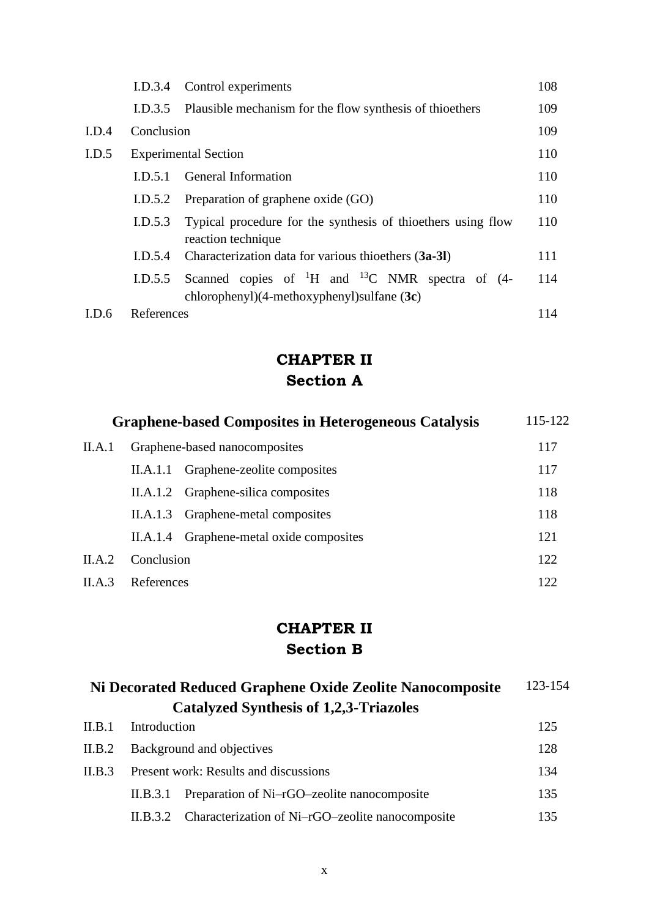| | | | |
|---|---|---|---|
| | I.D.3.4 | Control experiments | 108 |
| | I.D.3.5 | Plausible mechanism for the flow synthesis of thioethers | 109 |
| I.D.4 | Conclusion | | 109 |
| I.D.5 | Experimental Section | | 110 |
| | I.D.5.1 | General Information | 110 |
| | I.D.5.2 | Preparation of graphene oxide (GO) | 110 |
| | I.D.5.3 | Typical procedure for the synthesis of thioethers using flow reaction technique | 110 |
| | I.D.5.4 | Characterization data for various thioethers (**3a-3l**) | 111 |
| | I.D.5.5 | Scanned copies of $^{1}$H and $^{13}$C NMR spectra of (4-chlorophenyl)(4-methoxyphenyl)sulfane (**3c**) | 114 |
| I.D.6 | References | | 114 |

## CHAPTER II
## Section A

**Graphene-based Composites in Heterogeneous Catalysis** 115-122

| | | | |
|---|---|---|---|
| II.A.1 | Graphene-based nanocomposites | | 117 |
| | II.A.1.1 | Graphene-zeolite composites | 117 |
| | II.A.1.2 | Graphene-silica composites | 118 |
| | II.A.1.3 | Graphene-metal composites | 118 |
| | II.A.1.4 | Graphene-metal oxide composites | 121 |
| II.A.2 | Conclusion | | 122 |
| II.A.3 | References | | 122 |

## CHAPTER II
## Section B

**Ni Decorated Reduced Graphene Oxide Zeolite Nanocomposite Catalyzed Synthesis of 1,2,3-Triazoles** 123-154

| | | | |
|---|---|---|---|
| II.B.1 | Introduction | | 125 |
| II.B.2 | Background and objectives | | 128 |
| II.B.3 | Present work: Results and discussions | | 134 |
| | II.B.3.1 | Preparation of Ni–rGO–zeolite nanocomposite | 135 |
| | II.B.3.2 | Characterization of Ni–rGO–zeolite nanocomposite | 135 |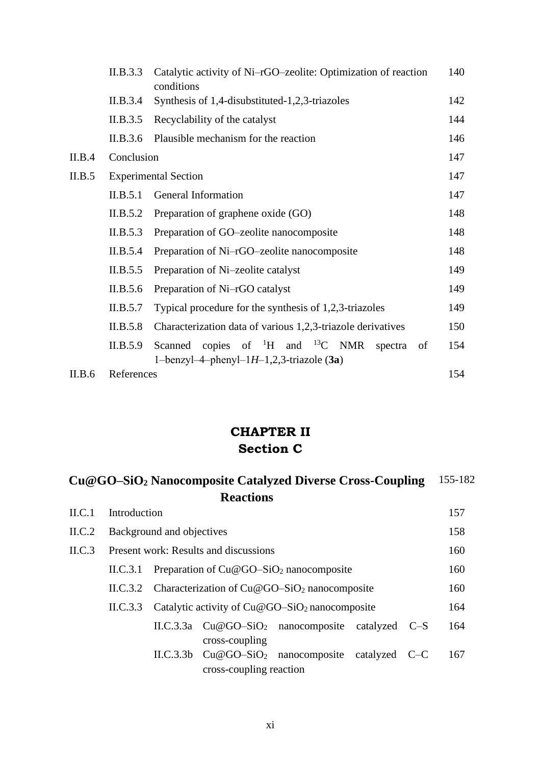| | | | |
|---|---|---|---|
| | II.B.3.3 | Catalytic activity of Ni–rGO–zeolite: Optimization of reaction conditions | 140 |
| | II.B.3.4 | Synthesis of 1,4-disubstituted-1,2,3-triazoles | 142 |
| | II.B.3.5 | Recyclability of the catalyst | 144 |
| | II.B.3.6 | Plausible mechanism for the reaction | 146 |
| II.B.4 | Conclusion | | 147 |
| II.B.5 | Experimental Section | | 147 |
| | II.B.5.1 | General Information | 147 |
| | II.B.5.2 | Preparation of graphene oxide (GO) | 148 |
| | II.B.5.3 | Preparation of GO–zeolite nanocomposite | 148 |
| | II.B.5.4 | Preparation of Ni–rGO–zeolite nanocomposite | 148 |
| | II.B.5.5 | Preparation of Ni–zeolite catalyst | 149 |
| | II.B.5.6 | Preparation of Ni–rGO catalyst | 149 |
| | II.B.5.7 | Typical procedure for the synthesis of 1,2,3-triazoles | 149 |
| | II.B.5.8 | Characterization data of various 1,2,3-triazole derivatives | 150 |
| | II.B.5.9 | Scanned copies of $^{1}H$ and $^{13}C$ NMR spectra of 1–benzyl–4–phenyl–1*H*–1,2,3-triazole (**3a**) | 154 |
| II.B.6 | References | | 154 |

## CHAPTER II
## Section C

### Cu@GO–$SiO_2$ Nanocomposite Catalyzed Diverse Cross-Coupling Reactions — 155-182

| | | | | |
|---|---|---|---|---|
| II.C.1 | Introduction | | | 157 |
| II.C.2 | Background and objectives | | | 158 |
| II.C.3 | Present work: Results and discussions | | | 160 |
| | II.C.3.1 | Preparation of Cu@GO–$SiO_2$ nanocomposite | | 160 |
| | II.C.3.2 | Characterization of Cu@GO–$SiO_2$ nanocomposite | | 160 |
| | II.C.3.3 | Catalytic activity of Cu@GO–$SiO_2$ nanocomposite | | 164 |
| | | II.C.3.3a | Cu@GO–$SiO_2$ nanocomposite catalyzed C–S cross-coupling | 164 |
| | | II.C.3.3b | Cu@GO–$SiO_2$ nanocomposite catalyzed C–C cross-coupling reaction | 167 |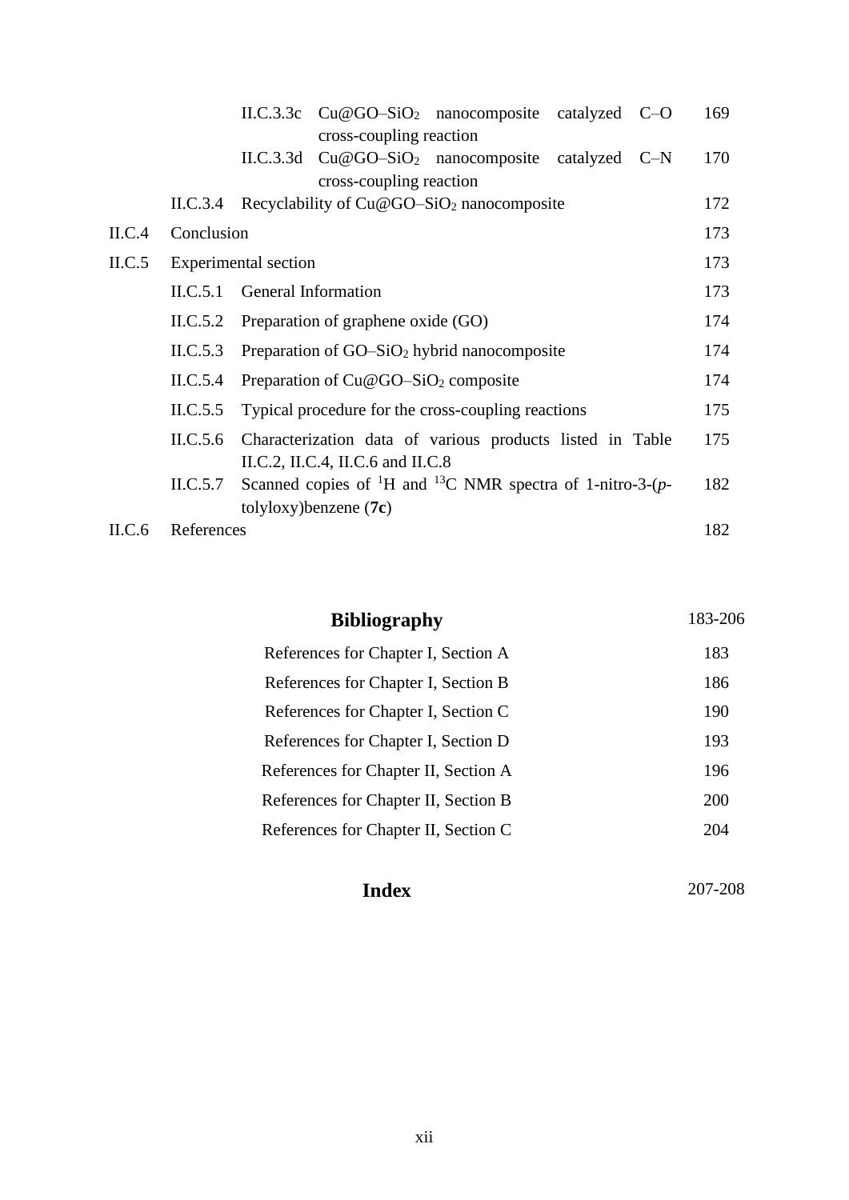| | | | |
|---|---|---|---|
| | | II.C.3.3c $Cu@GO–SiO_2$ nanocomposite catalyzed C–O cross-coupling reaction | 169 |
| | | II.C.3.3d $Cu@GO–SiO_2$ nanocomposite catalyzed C–N cross-coupling reaction | 170 |
| | II.C.3.4 | Recyclability of $Cu@GO–SiO_2$ nanocomposite | 172 |
| II.C.4 | Conclusion | | 173 |
| II.C.5 | Experimental section | | 173 |
| | II.C.5.1 | General Information | 173 |
| | II.C.5.2 | Preparation of graphene oxide (GO) | 174 |
| | II.C.5.3 | Preparation of $GO–SiO_2$ hybrid nanocomposite | 174 |
| | II.C.5.4 | Preparation of $Cu@GO–SiO_2$ composite | 174 |
| | II.C.5.5 | Typical procedure for the cross-coupling reactions | 175 |
| | II.C.5.6 | Characterization data of various products listed in Table II.C.2, II.C.4, II.C.6 and II.C.8 | 175 |
| | II.C.5.7 | Scanned copies of $^1H$ and $^{13}C$ NMR spectra of 1-nitro-3-(*p*-tolyloxy)benzene (**7c**) | 182 |
| II.C.6 | References | | 182 |

## Bibliography 183-206

| | |
|---|---|
| References for Chapter I, Section A | 183 |
| References for Chapter I, Section B | 186 |
| References for Chapter I, Section C | 190 |
| References for Chapter I, Section D | 193 |
| References for Chapter II, Section A | 196 |
| References for Chapter II, Section B | 200 |
| References for Chapter II, Section C | 204 |

## Index 207-208